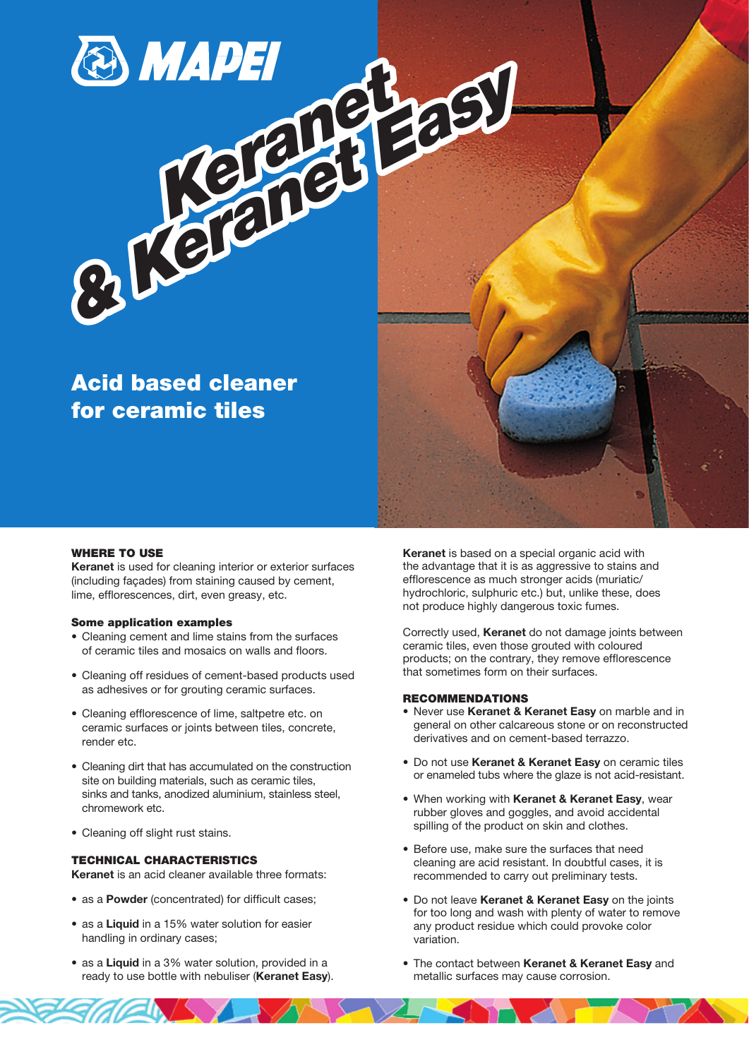# Keranet & Keranet Easy

## Acid based cleaner for ceramic tiles

### WHERE TO USE

**Keranet** is used for cleaning interior or exterior surfaces (including façades) from staining caused by cement, lime, efflorescences, dirt, even greasy, etc.

#### Some application examples

- Cleaning cement and lime stains from the surfaces of ceramic tiles and mosaics on walls and floors.
- Cleaning off residues of cement-based products used as adhesives or for grouting ceramic surfaces.
- Cleaning efflorescence of lime, saltpetre etc. on ceramic surfaces or joints between tiles, concrete, render etc.
- Cleaning dirt that has accumulated on the construction site on building materials, such as ceramic tiles, sinks and tanks, anodized aluminium, stainless steel, chromework etc.
- Cleaning off slight rust stains.

### TECHNICAL CHARACTERISTICS

**Keranet** is an acid cleaner available three formats:

- as a **Powder** (concentrated) for difficult cases;
- as a **Liquid** in a 15% water solution for easier handling in ordinary cases;
- as a **Liquid** in a 3% water solution, provided in a ready to use bottle with nebuliser (**Keranet Easy**).

**Keranet** is based on a special organic acid with the advantage that it is as aggressive to stains and efflorescence as much stronger acids (muriatic/ hydrochloric, sulphuric etc.) but, unlike these, does not produce highly dangerous toxic fumes.

Correctly used, **Keranet** do not damage joints between ceramic tiles, even those grouted with coloured products; on the contrary, they remove efflorescence that sometimes form on their surfaces.

### RECOMMENDATIONS

- Never use **Keranet & Keranet Easy** on marble and in general on other calcareous stone or on reconstructed derivatives and on cement-based terrazzo.
- Do not use **Keranet & Keranet Easy** on ceramic tiles or enameled tubs where the glaze is not acid-resistant.
- When working with **Keranet & Keranet Easy**, wear rubber gloves and goggles, and avoid accidental spilling of the product on skin and clothes.
- Before use, make sure the surfaces that need cleaning are acid resistant. In doubtful cases, it is recommended to carry out preliminary tests.
- Do not leave **Keranet & Keranet Easy** on the joints for too long and wash with plenty of water to remove any product residue which could provoke color variation.
- The contact between **Keranet & Keranet Easy** and metallic surfaces may cause corrosion.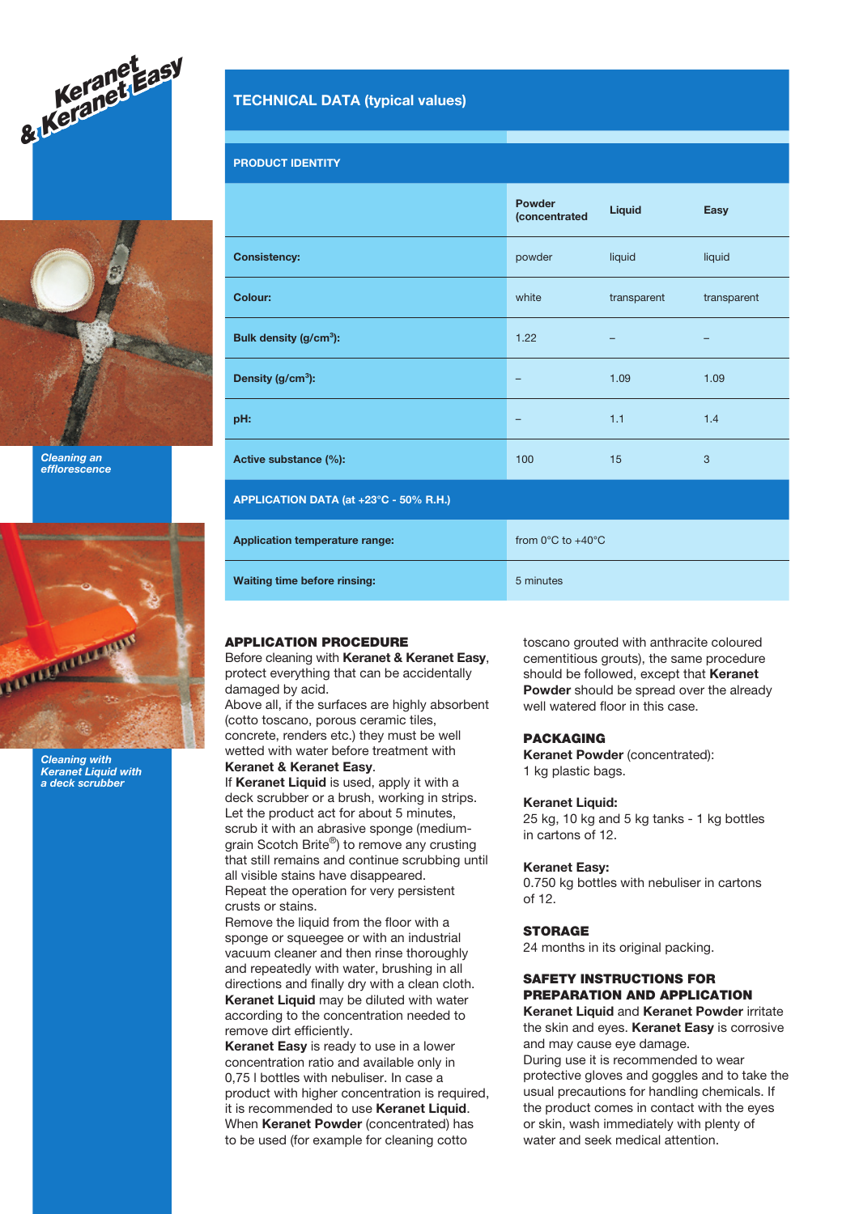Keranet & Keranet Easy

*Cleaning an efflorescence*

*Cleaning with Keranet Liquid with a deck scrubber*

## TECHNICAL DATA (typical values)

| PRODUCT IDENTITY | | | |
|---|---|---|---|
| | Powder (concentrated | Liquid | Easy |
| **Consistency:** | powder | liquid | liquid |
| **Colour:** | white | transparent | transparent |
| **Bulk density (g/cm³):** | 1.22 | – | – |
| **Density (g/cm³):** | – | 1.09 | 1.09 |
| **pH:** | – | 1.1 | 1.4 |
| **Active substance (%):** | 100 | 15 | 3 |
| **APPLICATION DATA (at +23°C - 50% R.H.)** | | | |
| **Application temperature range:** | from 0°C to +40°C | | |
| **Waiting time before rinsing:** | 5 minutes | | |

## APPLICATION PROCEDURE

Before cleaning with **Keranet & Keranet Easy**, protect everything that can be accidentally damaged by acid.

Above all, if the surfaces are highly absorbent (cotto toscano, porous ceramic tiles, concrete, renders etc.) they must be well wetted with water before treatment with **Keranet & Keranet Easy**.

If **Keranet Liquid** is used, apply it with a deck scrubber or a brush, working in strips. Let the product act for about 5 minutes, scrub it with an abrasive sponge (medium-grain Scotch Brite®) to remove any crusting that still remains and continue scrubbing until all visible stains have disappeared.

Repeat the operation for very persistent crusts or stains.

Remove the liquid from the floor with a sponge or squeegee or with an industrial vacuum cleaner and then rinse thoroughly and repeatedly with water, brushing in all directions and finally dry with a clean cloth.

**Keranet Liquid** may be diluted with water according to the concentration needed to remove dirt efficiently.

**Keranet Easy** is ready to use in a lower concentration ratio and available only in 0,75 l bottles with nebuliser. In case a product with higher concentration is required, it is recommended to use **Keranet Liquid**.

When **Keranet Powder** (concentrated) has to be used (for example for cleaning cotto toscano grouted with anthracite coloured cementitious grouts), the same procedure should be followed, except that **Keranet Powder** should be spread over the already well watered floor in this case.

## PACKAGING

**Keranet Powder** (concentrated):
1 kg plastic bags.

**Keranet Liquid:**
25 kg, 10 kg and 5 kg tanks - 1 kg bottles in cartons of 12.

**Keranet Easy:**
0.750 kg bottles with nebuliser in cartons of 12.

## STORAGE

24 months in its original packing.

## SAFETY INSTRUCTIONS FOR PREPARATION AND APPLICATION

**Keranet Liquid** and **Keranet Powder** irritate the skin and eyes. **Keranet Easy** is corrosive and may cause eye damage.

During use it is recommended to wear protective gloves and goggles and to take the usual precautions for handling chemicals. If the product comes in contact with the eyes or skin, wash immediately with plenty of water and seek medical attention.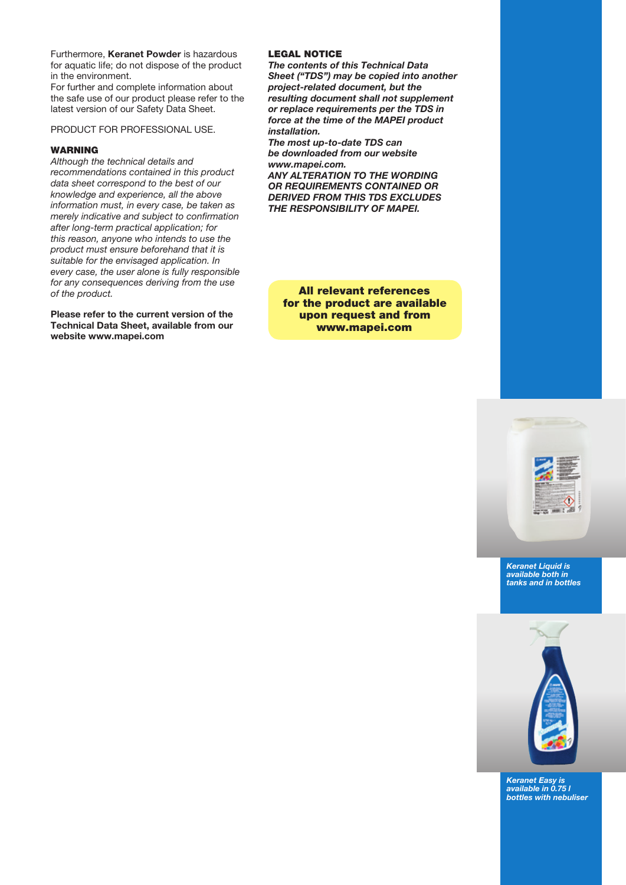Furthermore, **Keranet Powder** is hazardous for aquatic life; do not dispose of the product in the environment.
For further and complete information about the safe use of our product please refer to the latest version of our Safety Data Sheet.

PRODUCT FOR PROFESSIONAL USE.

**WARNING**

*Although the technical details and recommendations contained in this product data sheet correspond to the best of our knowledge and experience, all the above information must, in every case, be taken as merely indicative and subject to confirmation after long-term practical application; for this reason, anyone who intends to use the product must ensure beforehand that it is suitable for the envisaged application. In every case, the user alone is fully responsible for any consequences deriving from the use of the product.*

**Please refer to the current version of the Technical Data Sheet, available from our website www.mapei.com**

**LEGAL NOTICE**

***The contents of this Technical Data Sheet ("TDS") may be copied into another project-related document, but the resulting document shall not supplement or replace requirements per the TDS in force at the time of the MAPEI product installation.***
***The most up-to-date TDS can be downloaded from our website www.mapei.com.***
***ANY ALTERATION TO THE WORDING OR REQUIREMENTS CONTAINED OR DERIVED FROM THIS TDS EXCLUDES THE RESPONSIBILITY OF MAPEI.***

**All relevant references for the product are available upon request and from www.mapei.com**

*Keranet Liquid is available both in tanks and in bottles*

*Keranet Easy is available in 0.75 l bottles with nebuliser*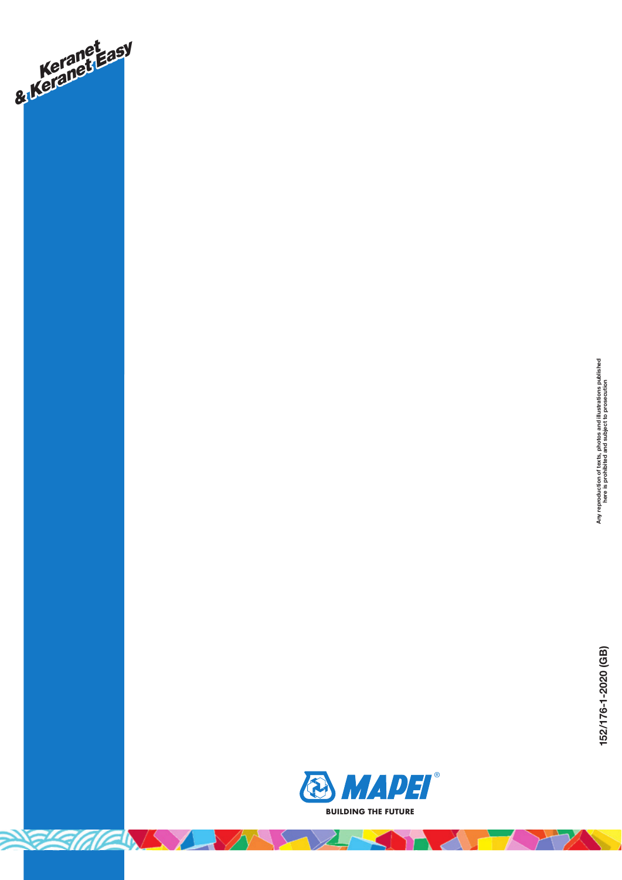Keranet & Keranet Easy

Any reproduction of texts, photos and illustrations published here is prohibited and subject to prosecution

152/176-1-2020 (GB)

MAPEI®

BUILDING THE FUTURE